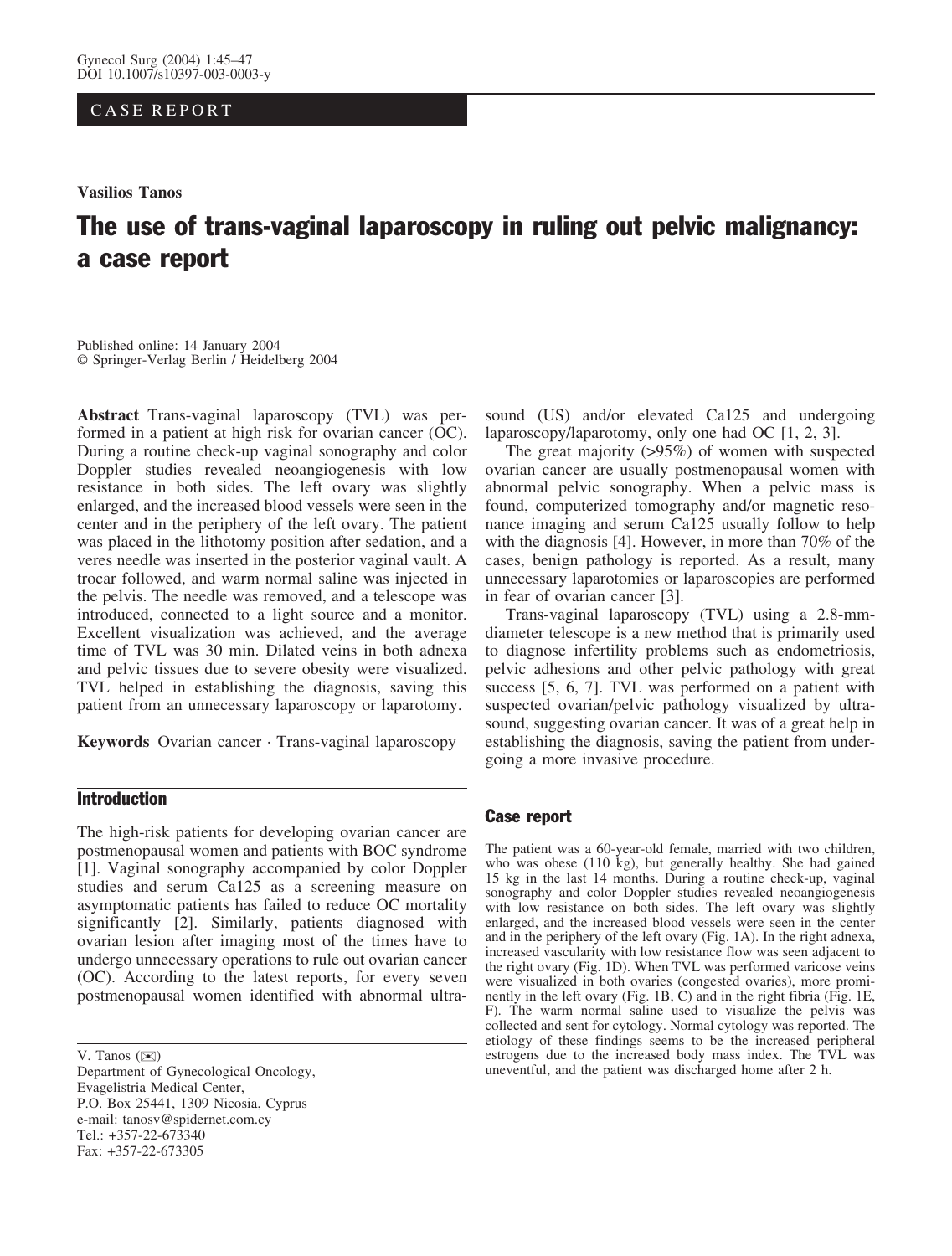CASE REPORT

**Vasilios Tanos**

# The use of trans-vaginal laparoscopy in ruling out pelvic malignancy: a case report

Published online: 14 January 2004
© Springer-Verlag Berlin / Heidelberg 2004

**Abstract** Trans-vaginal laparoscopy (TVL) was performed in a patient at high risk for ovarian cancer (OC). During a routine check-up vaginal sonography and color Doppler studies revealed neoangiogenesis with low resistance in both sides. The left ovary was slightly enlarged, and the increased blood vessels were seen in the center and in the periphery of the left ovary. The patient was placed in the lithotomy position after sedation, and a veres needle was inserted in the posterior vaginal vault. A trocar followed, and warm normal saline was injected in the pelvis. The needle was removed, and a telescope was introduced, connected to a light source and a monitor. Excellent visualization was achieved, and the average time of TVL was 30 min. Dilated veins in both adnexa and pelvic tissues due to severe obesity were visualized. TVL helped in establishing the diagnosis, saving this patient from an unnecessary laparoscopy or laparotomy.

**Keywords** Ovarian cancer · Trans-vaginal laparoscopy

## Introduction

The high-risk patients for developing ovarian cancer are postmenopausal women and patients with BOC syndrome [1]. Vaginal sonography accompanied by color Doppler studies and serum Ca125 as a screening measure on asymptomatic patients has failed to reduce OC mortality significantly [2]. Similarly, patients diagnosed with ovarian lesion after imaging most of the times have to undergo unnecessary operations to rule out ovarian cancer (OC). According to the latest reports, for every seven postmenopausal women identified with abnormal ultrasound (US) and/or elevated Ca125 and undergoing laparoscopy/laparotomy, only one had OC [1, 2, 3].

The great majority (>95%) of women with suspected ovarian cancer are usually postmenopausal women with abnormal pelvic sonography. When a pelvic mass is found, computerized tomography and/or magnetic resonance imaging and serum Ca125 usually follow to help with the diagnosis [4]. However, in more than 70% of the cases, benign pathology is reported. As a result, many unnecessary laparotomies or laparoscopies are performed in fear of ovarian cancer [3].

Trans-vaginal laparoscopy (TVL) using a 2.8-mm-diameter telescope is a new method that is primarily used to diagnose infertility problems such as endometriosis, pelvic adhesions and other pelvic pathology with great success [5, 6, 7]. TVL was performed on a patient with suspected ovarian/pelvic pathology visualized by ultrasound, suggesting ovarian cancer. It was of a great help in establishing the diagnosis, saving the patient from undergoing a more invasive procedure.

## Case report

The patient was a 60-year-old female, married with two children, who was obese (110 kg), but generally healthy. She had gained 15 kg in the last 14 months. During a routine check-up, vaginal sonography and color Doppler studies revealed neoangiogenesis with low resistance on both sides. The left ovary was slightly enlarged, and the increased blood vessels were seen in the center and in the periphery of the left ovary (Fig. 1A). In the right adnexa, increased vascularity with low resistance flow was seen adjacent to the right ovary (Fig. 1D). When TVL was performed varicose veins were visualized in both ovaries (congested ovaries), more prominently in the left ovary (Fig. 1B, C) and in the right fibria (Fig. 1E, F). The warm normal saline used to visualize the pelvis was collected and sent for cytology. Normal cytology was reported. The etiology of these findings seems to be the increased peripheral estrogens due to the increased body mass index. The TVL was uneventful, and the patient was discharged home after 2 h.

V. Tanos (✉)
Department of Gynecological Oncology,
Evagelistria Medical Center,
P.O. Box 25441, 1309 Nicosia, Cyprus
e-mail: tanosv@spidernet.com.cy
Tel.: +357-22-673340
Fax: +357-22-673305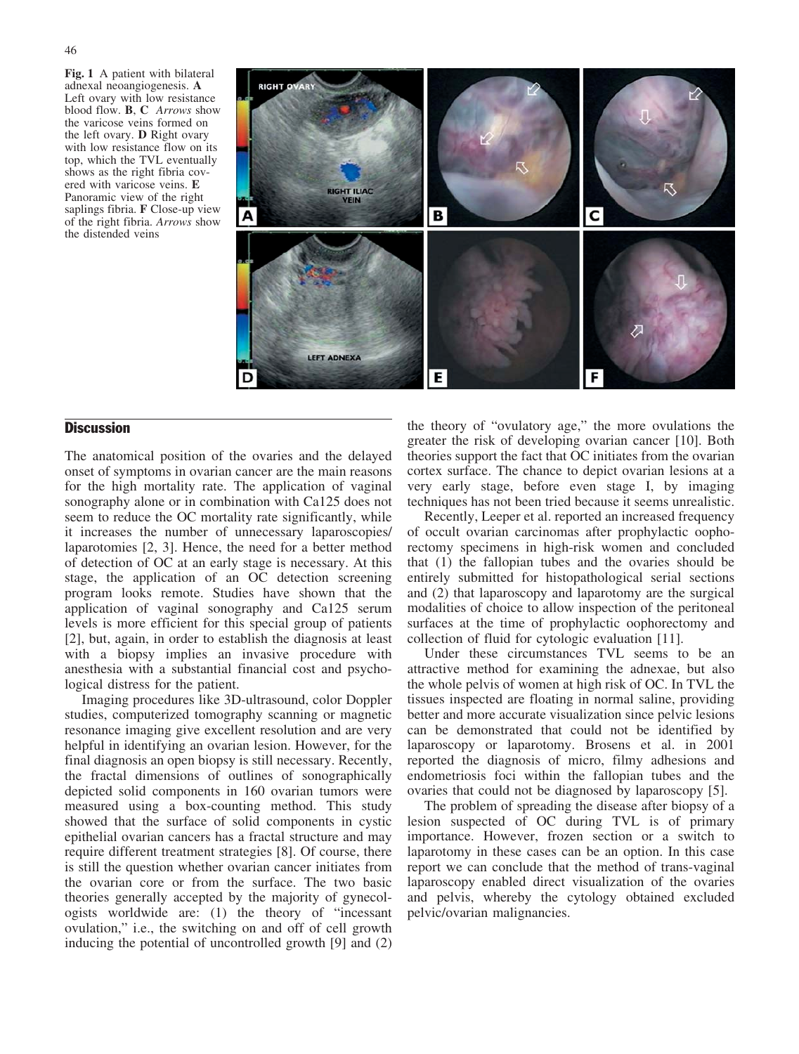**Fig. 1** A patient with bilateral adnexal neoangiogenesis. **A** Left ovary with low resistance blood flow. **B**, **C** *Arrows* show the varicose veins formed on the left ovary. **D** Right ovary with low resistance flow on its top, which the TVL eventually shows as the right fibria covered with varicose veins. **E** Panoramic view of the right saplings fibria. **F** Close-up view of the right fibria. *Arrows* show the distended veins

## Discussion

The anatomical position of the ovaries and the delayed onset of symptoms in ovarian cancer are the main reasons for the high mortality rate. The application of vaginal sonography alone or in combination with Ca125 does not seem to reduce the OC mortality rate significantly, while it increases the number of unnecessary laparoscopies/laparotomies [2, 3]. Hence, the need for a better method of detection of OC at an early stage is necessary. At this stage, the application of an OC detection screening program looks remote. Studies have shown that the application of vaginal sonography and Ca125 serum levels is more efficient for this special group of patients [2], but, again, in order to establish the diagnosis at least with a biopsy implies an invasive procedure with anesthesia with a substantial financial cost and psychological distress for the patient.

Imaging procedures like 3D-ultrasound, color Doppler studies, computerized tomography scanning or magnetic resonance imaging give excellent resolution and are very helpful in identifying an ovarian lesion. However, for the final diagnosis an open biopsy is still necessary. Recently, the fractal dimensions of outlines of sonographically depicted solid components in 160 ovarian tumors were measured using a box-counting method. This study showed that the surface of solid components in cystic epithelial ovarian cancers has a fractal structure and may require different treatment strategies [8]. Of course, there is still the question whether ovarian cancer initiates from the ovarian core or from the surface. The two basic theories generally accepted by the majority of gynecologists worldwide are: (1) the theory of "incessant ovulation," i.e., the switching on and off of cell growth inducing the potential of uncontrolled growth [9] and (2) the theory of "ovulatory age," the more ovulations the greater the risk of developing ovarian cancer [10]. Both theories support the fact that OC initiates from the ovarian cortex surface. The chance to depict ovarian lesions at a very early stage, before even stage I, by imaging techniques has not been tried because it seems unrealistic.

Recently, Leeper et al. reported an increased frequency of occult ovarian carcinomas after prophylactic oophorectomy specimens in high-risk women and concluded that (1) the fallopian tubes and the ovaries should be entirely submitted for histopathological serial sections and (2) that laparoscopy and laparotomy are the surgical modalities of choice to allow inspection of the peritoneal surfaces at the time of prophylactic oophorectomy and collection of fluid for cytologic evaluation [11].

Under these circumstances TVL seems to be an attractive method for examining the adnexae, but also the whole pelvis of women at high risk of OC. In TVL the tissues inspected are floating in normal saline, providing better and more accurate visualization since pelvic lesions can be demonstrated that could not be identified by laparoscopy or laparotomy. Brosens et al. in 2001 reported the diagnosis of micro, filmy adhesions and endometriosis foci within the fallopian tubes and the ovaries that could not be diagnosed by laparoscopy [5].

The problem of spreading the disease after biopsy of a lesion suspected of OC during TVL is of primary importance. However, frozen section or a switch to laparotomy in these cases can be an option. In this case report we can conclude that the method of trans-vaginal laparoscopy enabled direct visualization of the ovaries and pelvis, whereby the cytology obtained excluded pelvic/ovarian malignancies.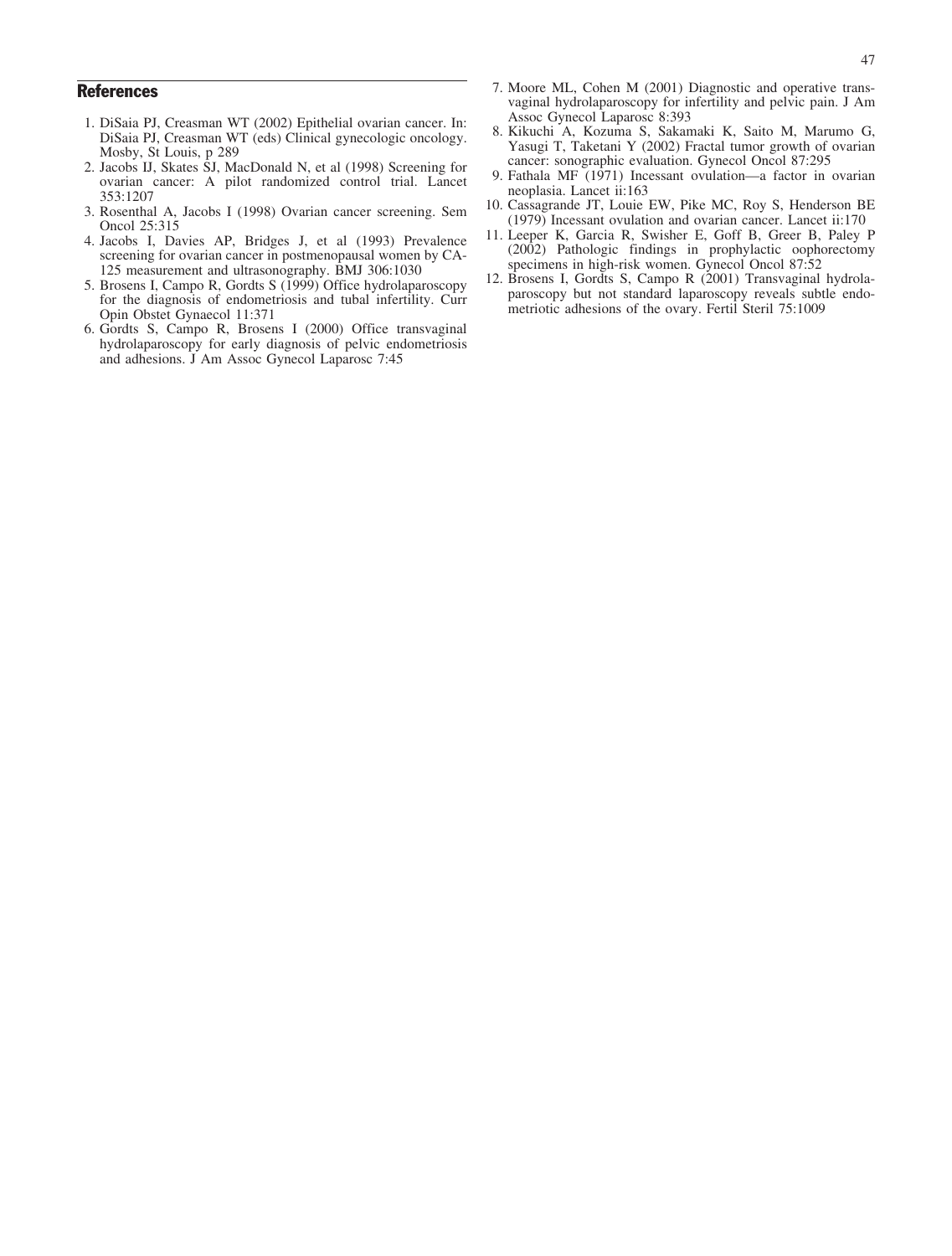## References

1. DiSaia PJ, Creasman WT (2002) Epithelial ovarian cancer. In: DiSaia PJ, Creasman WT (eds) Clinical gynecologic oncology. Mosby, St Louis, p 289
2. Jacobs IJ, Skates SJ, MacDonald N, et al (1998) Screening for ovarian cancer: A pilot randomized control trial. Lancet 353:1207
3. Rosenthal A, Jacobs I (1998) Ovarian cancer screening. Sem Oncol 25:315
4. Jacobs I, Davies AP, Bridges J, et al (1993) Prevalence screening for ovarian cancer in postmenopausal women by CA-125 measurement and ultrasonography. BMJ 306:1030
5. Brosens I, Campo R, Gordts S (1999) Office hydrolaparoscopy for the diagnosis of endometriosis and tubal infertility. Curr Opin Obstet Gynaecol 11:371
6. Gordts S, Campo R, Brosens I (2000) Office transvaginal hydrolaparoscopy for early diagnosis of pelvic endometriosis and adhesions. J Am Assoc Gynecol Laparosc 7:45
7. Moore ML, Cohen M (2001) Diagnostic and operative transvaginal hydrolaparoscopy for infertility and pelvic pain. J Am Assoc Gynecol Laparosc 8:393
8. Kikuchi A, Kozuma S, Sakamaki K, Saito M, Marumo G, Yasugi T, Taketani Y (2002) Fractal tumor growth of ovarian cancer: sonographic evaluation. Gynecol Oncol 87:295
9. Fathala MF (1971) Incessant ovulation—a factor in ovarian neoplasia. Lancet ii:163
10. Cassagrande JT, Louie EW, Pike MC, Roy S, Henderson BE (1979) Incessant ovulation and ovarian cancer. Lancet ii:170
11. Leeper K, Garcia R, Swisher E, Goff B, Greer B, Paley P (2002) Pathologic findings in prophylactic oophorectomy specimens in high-risk women. Gynecol Oncol 87:52
12. Brosens I, Gordts S, Campo R (2001) Transvaginal hydrolaparoscopy but not standard laparoscopy reveals subtle endometriotic adhesions of the ovary. Fertil Steril 75:1009